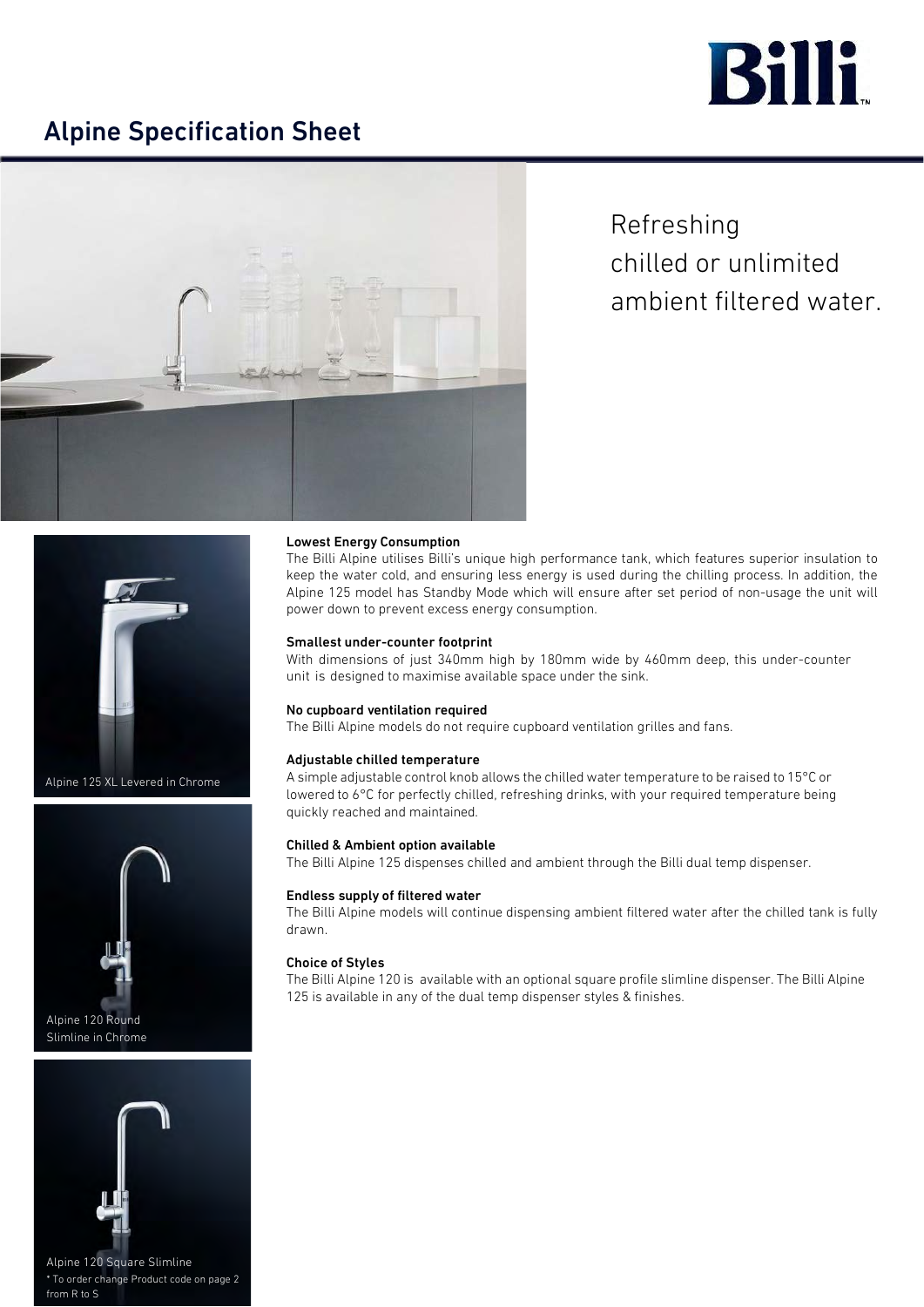# Alpine Specification Sheet

Refreshing chilled or unlimited ambient filtered water.

Alpine 125 XL Levered in Chrome

Alpine 120 Round Slimline in Chrome

Alpine 120 Square Slimline
* To order change Product code on page 2 from R to S

**Lowest Energy Consumption**
The Billi Alpine utilises Billi's unique high performance tank, which features superior insulation to keep the water cold, and ensuring less energy is used during the chilling process. In addition, the Alpine 125 model has Standby Mode which will ensure after set period of non-usage the unit will power down to prevent excess energy consumption.

**Smallest under-counter footprint**
With dimensions of just 340mm high by 180mm wide by 460mm deep, this under-counter unit is designed to maximise available space under the sink.

**No cupboard ventilation required**
The Billi Alpine models do not require cupboard ventilation grilles and fans.

**Adjustable chilled temperature**
A simple adjustable control knob allows the chilled water temperature to be raised to 15°C or lowered to 6°C for perfectly chilled, refreshing drinks, with your required temperature being quickly reached and maintained.

**Chilled & Ambient option available**
The Billi Alpine 125 dispenses chilled and ambient through the Billi dual temp dispenser.

**Endless supply of filtered water**
The Billi Alpine models will continue dispensing ambient filtered water after the chilled tank is fully drawn.

**Choice of Styles**
The Billi Alpine 120 is available with an optional square profile slimline dispenser. The Billi Alpine 125 is available in any of the dual temp dispenser styles & finishes.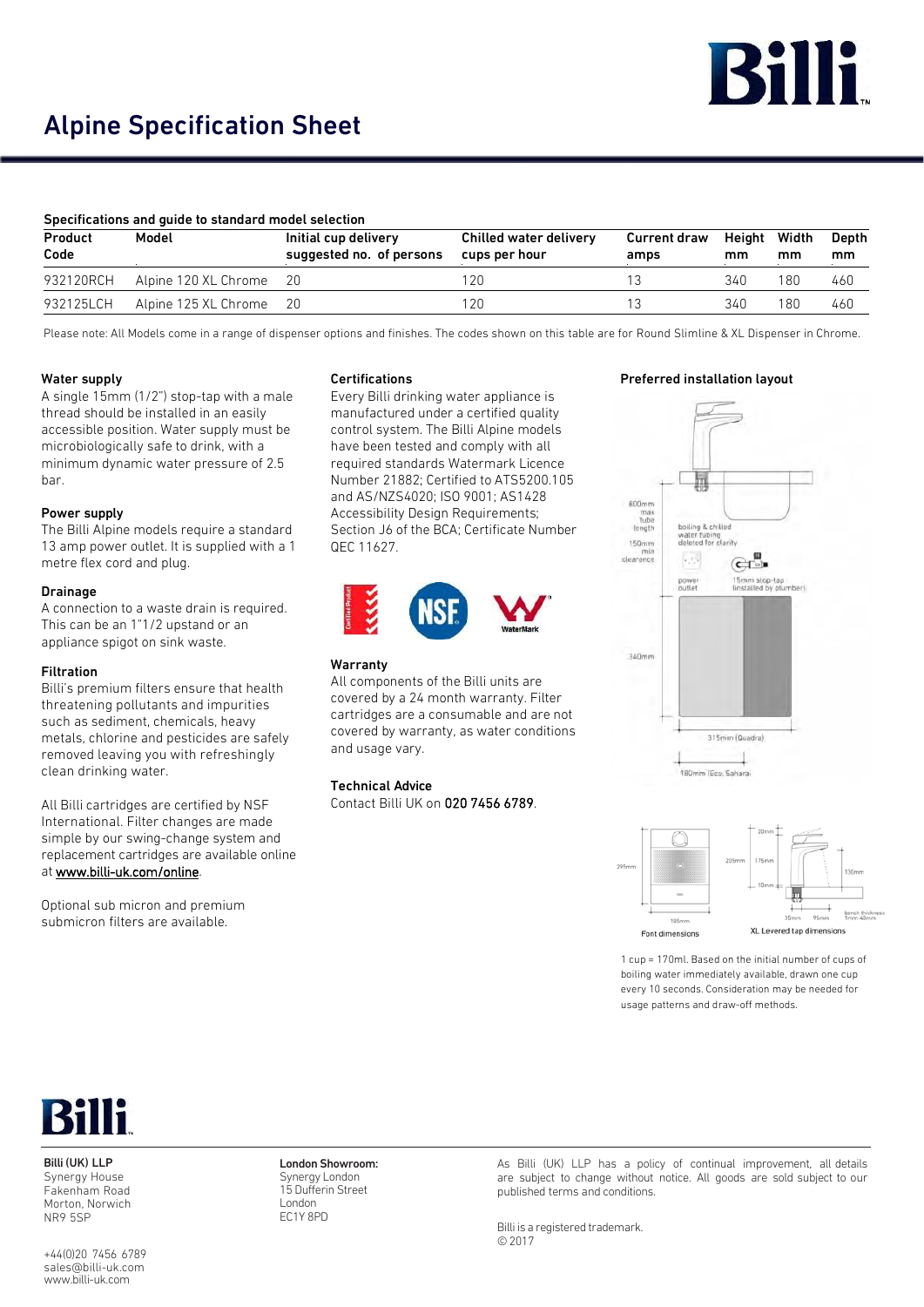# Alpine Specification Sheet

### Specifications and guide to standard model selection

| Product Code | Model | Initial cup delivery suggested no. of persons | Chilled water delivery cups per hour | Current draw amps | Height mm | Width mm | Depth mm |
|---|---|---|---|---|---|---|---|
| 932120RCH | Alpine 120 XL Chrome | 20 | 120 | 13 | 340 | 180 | 460 |
| 932125LCH | Alpine 125 XL Chrome | 20 | 120 | 13 | 340 | 180 | 460 |

Please note: All Models come in a range of dispenser options and finishes. The codes shown on this table are for Round Slimline & XL Dispenser in Chrome.

### Water supply

A single 15mm (1/2") stop-tap with a male thread should be installed in an easily accessible position. Water supply must be microbiologically safe to drink, with a minimum dynamic water pressure of 2.5 bar.

### Power supply

The Billi Alpine models require a standard 13 amp power outlet. It is supplied with a 1 metre flex cord and plug.

### Drainage

A connection to a waste drain is required. This can be an 1"1/2 upstand or an appliance spigot on sink waste.

### Filtration

Billi's premium filters ensure that health threatening pollutants and impurities such as sediment, chemicals, heavy metals, chlorine and pesticides are safely removed leaving you with refreshingly clean drinking water.

All Billi cartridges are certified by NSF International. Filter changes are made simple by our swing-change system and replacement cartridges are available online at www.billi-uk.com/online.

Optional sub micron and premium submicron filters are available.

### Certifications

Every Billi drinking water appliance is manufactured under a certified quality control system. The Billi Alpine models have been tested and comply with all required standards Watermark Licence Number 21882; Certified to ATS5200.105 and AS/NZS4020; ISO 9001; AS1428 Accessibility Design Requirements; Section J6 of the BCA; Certificate Number QEC 11627.

### Warranty

All components of the Billi units are covered by a 24 month warranty. Filter cartridges are a consumable and are not covered by warranty, as water conditions and usage vary.

### Technical Advice

Contact Billi UK on **020 7456 6789**.

### Preferred installation layout

800mm max tube length; 150mm min clearance; boiling & chilled water tubing deleted for clarity; power outlet; 15mm stop-tap (installed by plumber); 340mm; 315mm (Quadra); 180mm (Eco, Sahara)

Font dimensions — XL Levered tap dimensions

1 cup = 170ml. Based on the initial number of cups of boiling water immediately available, drawn one cup every 10 seconds. Consideration may be needed for usage patterns and draw-off methods.

**Billi (UK) LLP**
Synergy House
Fakenham Road
Morton, Norwich
NR9 5SP

+44(0)20 7456 6789
sales@billi-uk.com
www.billi-uk.com

**London Showroom:**
Synergy London
15 Dufferin Street
London
EC1Y 8PD

As Billi (UK) LLP has a policy of continual improvement, all details are subject to change without notice. All goods are sold subject to our published terms and conditions.

Billi is a registered trademark.
© 2017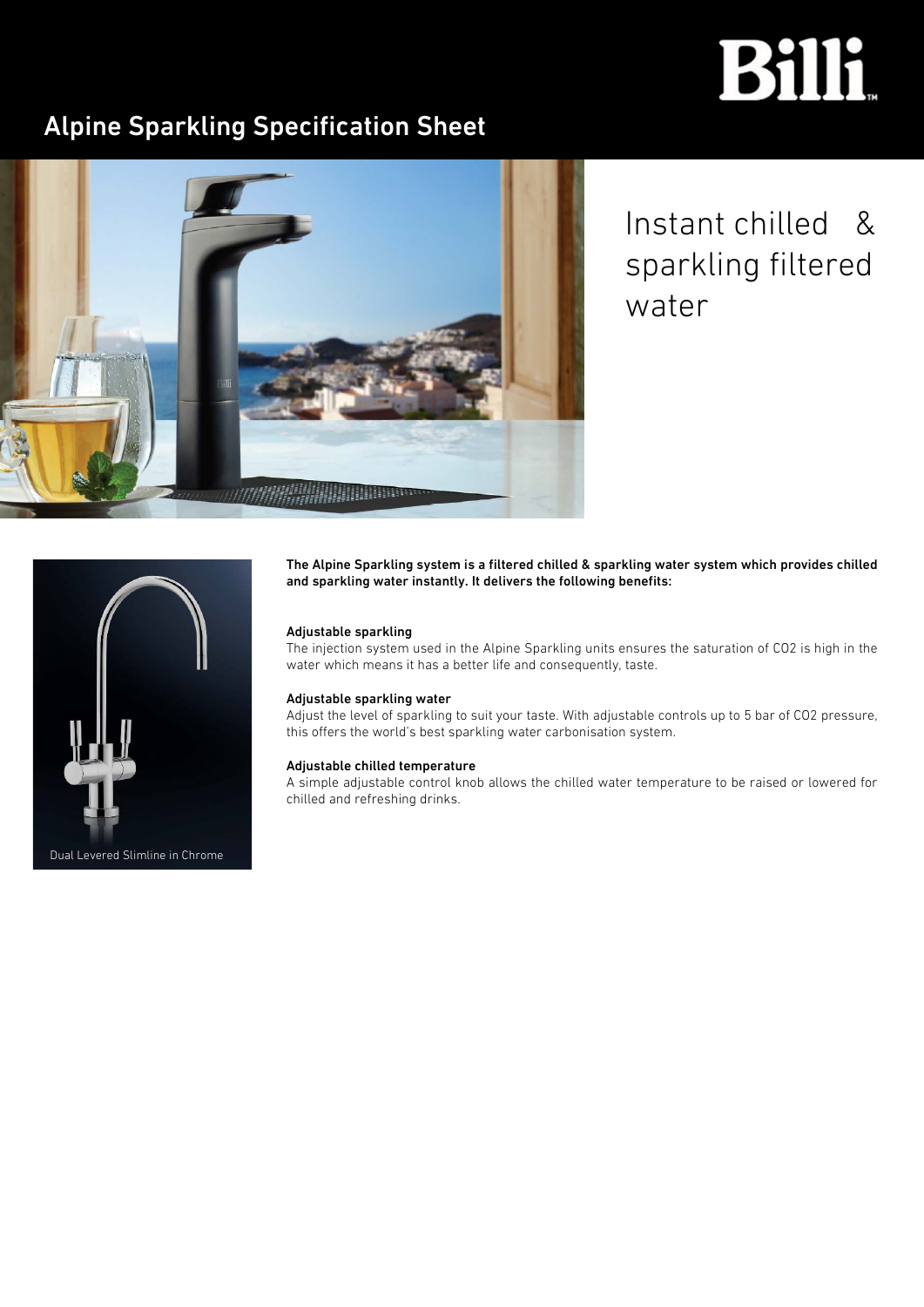# Alpine Sparkling Specification Sheet

Instant chilled & sparkling filtered water

Dual Levered Slimline in Chrome

**The Alpine Sparkling system is a filtered chilled & sparkling water system which provides chilled and sparkling water instantly. It delivers the following benefits:**

**Adjustable sparkling**

The injection system used in the Alpine Sparkling units ensures the saturation of $CO_2$ is high in the water which means it has a better life and consequently, taste.

**Adjustable sparkling water**

Adjust the level of sparkling to suit your taste. With adjustable controls up to 5 bar of $CO_2$ pressure, this offers the world's best sparkling water carbonisation system.

**Adjustable chilled temperature**

A simple adjustable control knob allows the chilled water temperature to be raised or lowered for chilled and refreshing drinks.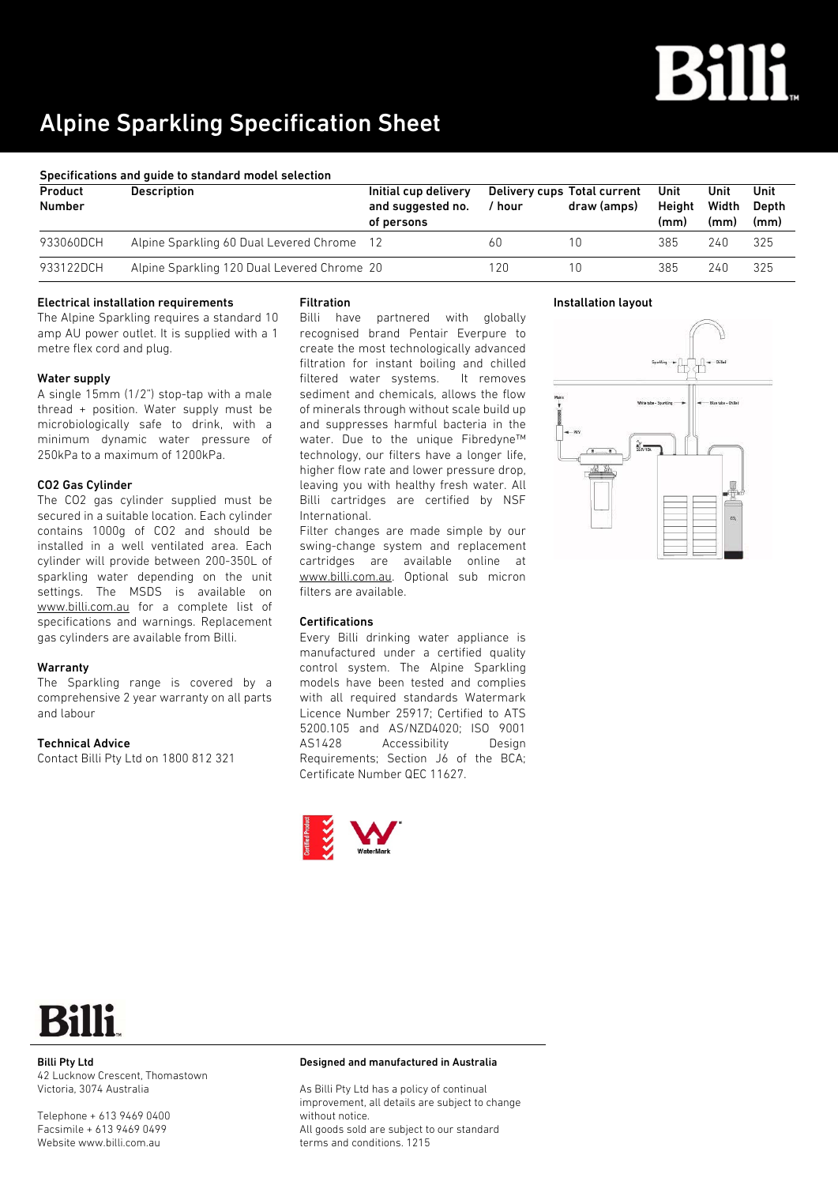# Alpine Sparkling Specification Sheet

### Specifications and guide to standard model selection

| Product Number | Description | Initial cup delivery and suggested no. of persons | Delivery cups / hour | Total current draw (amps) | Unit Height (mm) | Unit Width (mm) | Unit Depth (mm) |
|---|---|---|---|---|---|---|---|
| 933060DCH | Alpine Sparkling 60 Dual Levered Chrome | 12 | 60 | 10 | 385 | 240 | 325 |
| 933122DCH | Alpine Sparkling 120 Dual Levered Chrome | 20 | 120 | 10 | 385 | 240 | 325 |

#### Electrical installation requirements

The Alpine Sparkling requires a standard 10 amp AU power outlet. It is supplied with a 1 metre flex cord and plug.

#### Water supply

A single 15mm (1/2") stop-tap with a male thread + position. Water supply must be microbiologically safe to drink, with a minimum dynamic water pressure of 250kPa to a maximum of 1200kPa.

#### CO2 Gas Cylinder

The CO2 gas cylinder supplied must be secured in a suitable location. Each cylinder contains 1000g of CO2 and should be installed in a well ventilated area. Each cylinder will provide between 200-350L of sparkling water depending on the unit settings. The MSDS is available on www.billi.com.au for a complete list of specifications and warnings. Replacement gas cylinders are available from Billi.

#### Warranty

The Sparkling range is covered by a comprehensive 2 year warranty on all parts and labour

#### Technical Advice

Contact Billi Pty Ltd on 1800 812 321

#### Filtration

Billi have partnered with globally recognised brand Pentair Everpure to create the most technologically advanced filtration for instant boiling and chilled filtered water systems. It removes sediment and chemicals, allows the flow of minerals through without scale build up and suppresses harmful bacteria in the water. Due to the unique Fibredyne™ technology, our filters have a longer life, higher flow rate and lower pressure drop, leaving you with healthy fresh water. All Billi cartridges are certified by NSF International.

Filter changes are made simple by our swing-change system and replacement cartridges are available online at www.billi.com.au. Optional sub micron filters are available.

#### Certifications

Every Billi drinking water appliance is manufactured under a certified quality control system. The Alpine Sparkling models have been tested and complies with all required standards Watermark Licence Number 25917; Certified to ATS 5200.105 and AS/NZD4020; ISO 9001 AS1428 Accessibility Design Requirements; Section J6 of the BCA; Certificate Number QEC 11627.

#### Installation layout

**Billi Pty Ltd**
42 Lucknow Crescent, Thomastown
Victoria, 3074 Australia

Telephone + 613 9469 0400
Facsimile + 613 9469 0499
Website www.billi.com.au

**Designed and manufactured in Australia**

As Billi Pty Ltd has a policy of continual improvement, all details are subject to change without notice.
All goods sold are subject to our standard terms and conditions. 1215